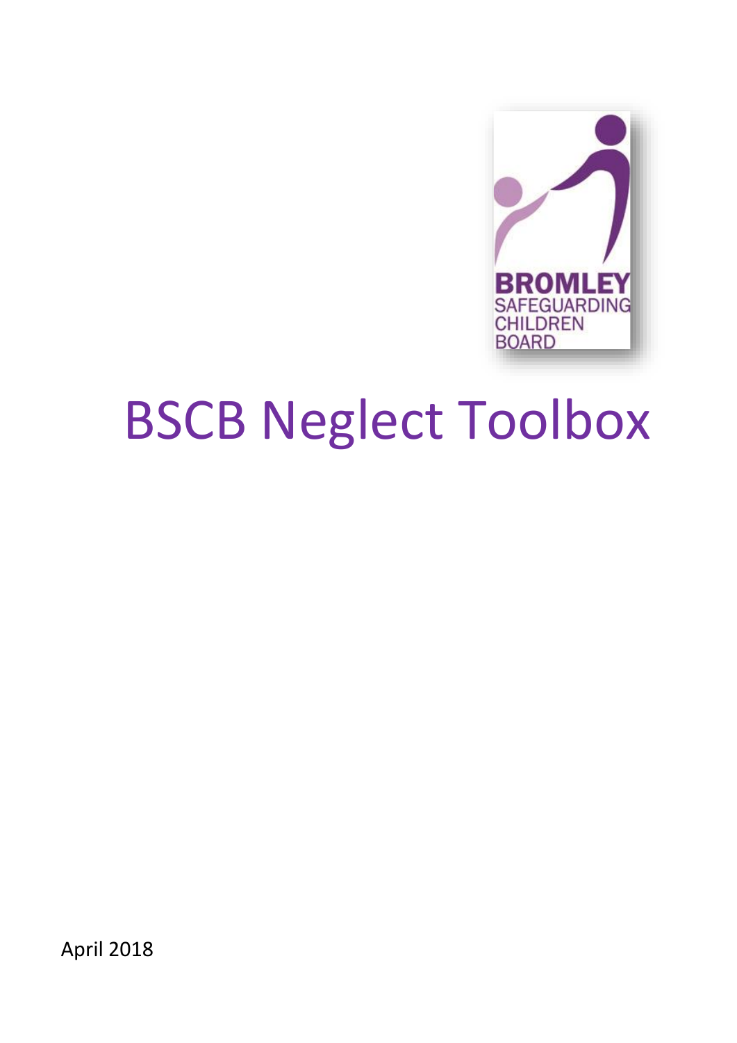BROMLEY
SAFEGUARDING
CHILDREN
BOARD

# BSCB Neglect Toolbox

April 2018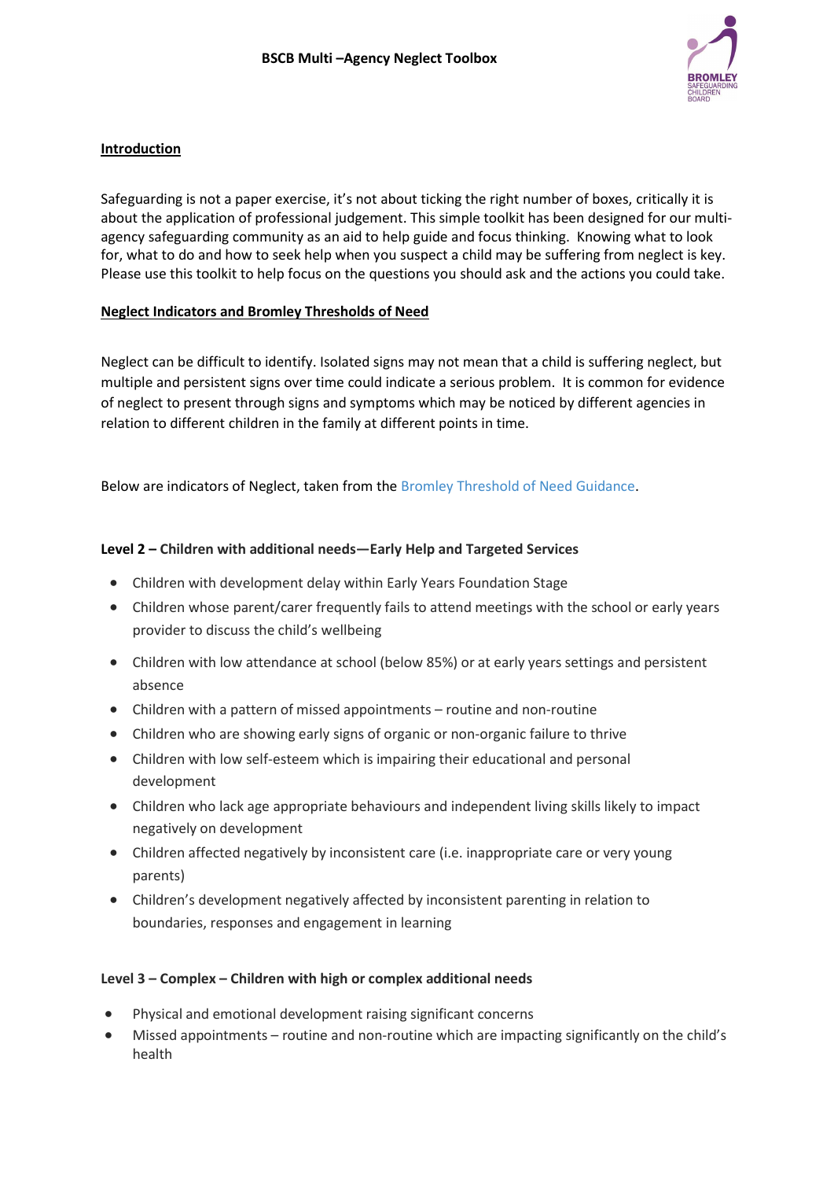# BSCB Multi –Agency Neglect Toolbox

## Introduction

Safeguarding is not a paper exercise, it's not about ticking the right number of boxes, critically it is about the application of professional judgement. This simple toolkit has been designed for our multi-agency safeguarding community as an aid to help guide and focus thinking. Knowing what to look for, what to do and how to seek help when you suspect a child may be suffering from neglect is key. Please use this toolkit to help focus on the questions you should ask and the actions you could take.

## Neglect Indicators and Bromley Thresholds of Need

Neglect can be difficult to identify. Isolated signs may not mean that a child is suffering neglect, but multiple and persistent signs over time could indicate a serious problem. It is common for evidence of neglect to present through signs and symptoms which may be noticed by different agencies in relation to different children in the family at different points in time.

Below are indicators of Neglect, taken from the Bromley Threshold of Need Guidance.

### Level 2 – Children with additional needs—Early Help and Targeted Services

- Children with development delay within Early Years Foundation Stage
- Children whose parent/carer frequently fails to attend meetings with the school or early years provider to discuss the child's wellbeing
- Children with low attendance at school (below 85%) or at early years settings and persistent absence
- Children with a pattern of missed appointments – routine and non-routine
- Children who are showing early signs of organic or non-organic failure to thrive
- Children with low self-esteem which is impairing their educational and personal development
- Children who lack age appropriate behaviours and independent living skills likely to impact negatively on development
- Children affected negatively by inconsistent care (i.e. inappropriate care or very young parents)
- Children's development negatively affected by inconsistent parenting in relation to boundaries, responses and engagement in learning

### Level 3 – Complex – Children with high or complex additional needs

- Physical and emotional development raising significant concerns
- Missed appointments – routine and non-routine which are impacting significantly on the child's health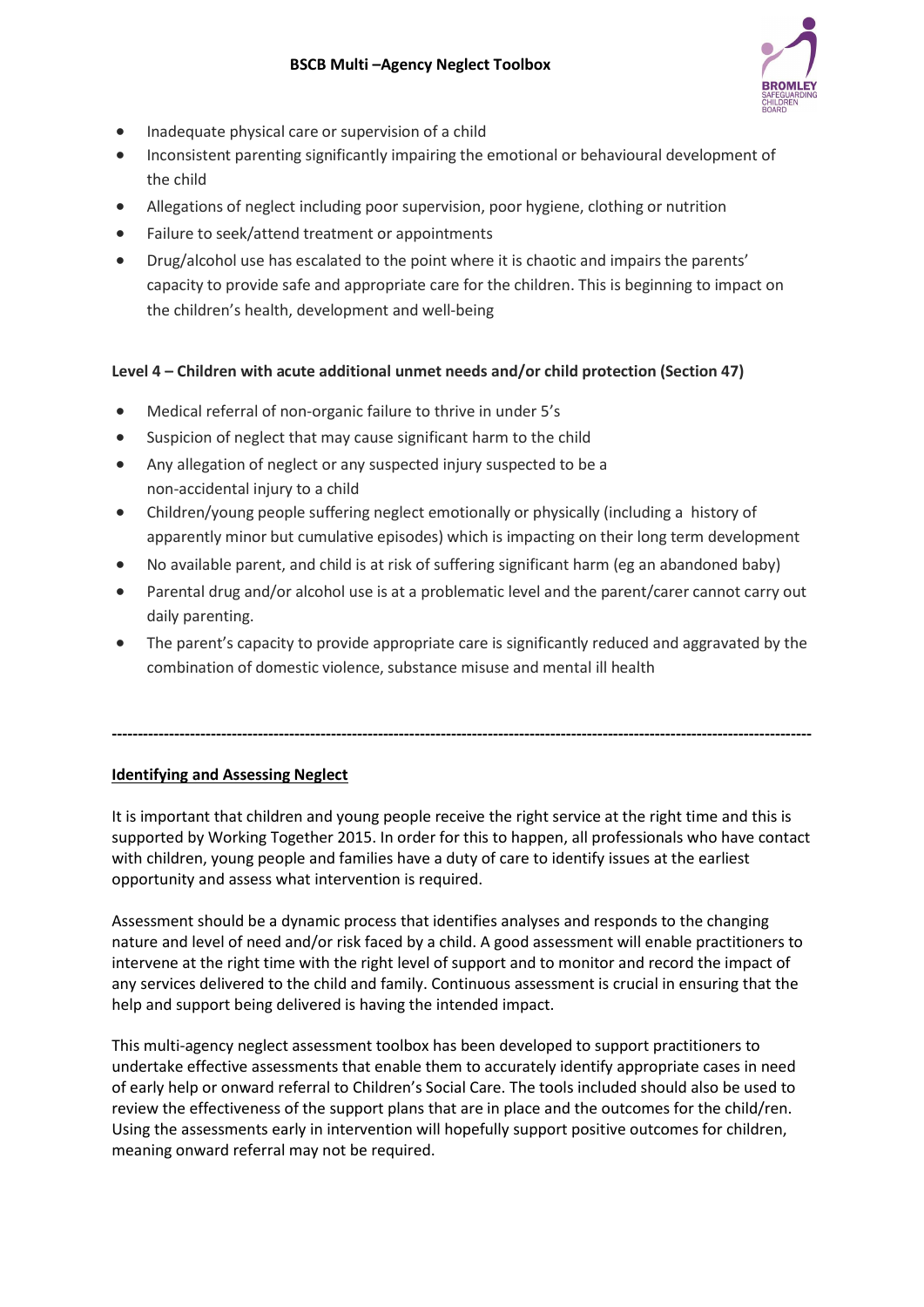- Inadequate physical care or supervision of a child
- Inconsistent parenting significantly impairing the emotional or behavioural development of the child
- Allegations of neglect including poor supervision, poor hygiene, clothing or nutrition
- Failure to seek/attend treatment or appointments
- Drug/alcohol use has escalated to the point where it is chaotic and impairs the parents' capacity to provide safe and appropriate care for the children. This is beginning to impact on the children's health, development and well-being

**Level 4 – Children with acute additional unmet needs and/or child protection (Section 47)**

- Medical referral of non-organic failure to thrive in under 5's
- Suspicion of neglect that may cause significant harm to the child
- Any allegation of neglect or any suspected injury suspected to be a non-accidental injury to a child
- Children/young people suffering neglect emotionally or physically (including a history of apparently minor but cumulative episodes) which is impacting on their long term development
- No available parent, and child is at risk of suffering significant harm (eg an abandoned baby)
- Parental drug and/or alcohol use is at a problematic level and the parent/carer cannot carry out daily parenting.
- The parent's capacity to provide appropriate care is significantly reduced and aggravated by the combination of domestic violence, substance misuse and mental ill health

---

## Identifying and Assessing Neglect

It is important that children and young people receive the right service at the right time and this is supported by Working Together 2015. In order for this to happen, all professionals who have contact with children, young people and families have a duty of care to identify issues at the earliest opportunity and assess what intervention is required.

Assessment should be a dynamic process that identifies analyses and responds to the changing nature and level of need and/or risk faced by a child. A good assessment will enable practitioners to intervene at the right time with the right level of support and to monitor and record the impact of any services delivered to the child and family. Continuous assessment is crucial in ensuring that the help and support being delivered is having the intended impact.

This multi-agency neglect assessment toolbox has been developed to support practitioners to undertake effective assessments that enable them to accurately identify appropriate cases in need of early help or onward referral to Children's Social Care. The tools included should also be used to review the effectiveness of the support plans that are in place and the outcomes for the child/ren. Using the assessments early in intervention will hopefully support positive outcomes for children, meaning onward referral may not be required.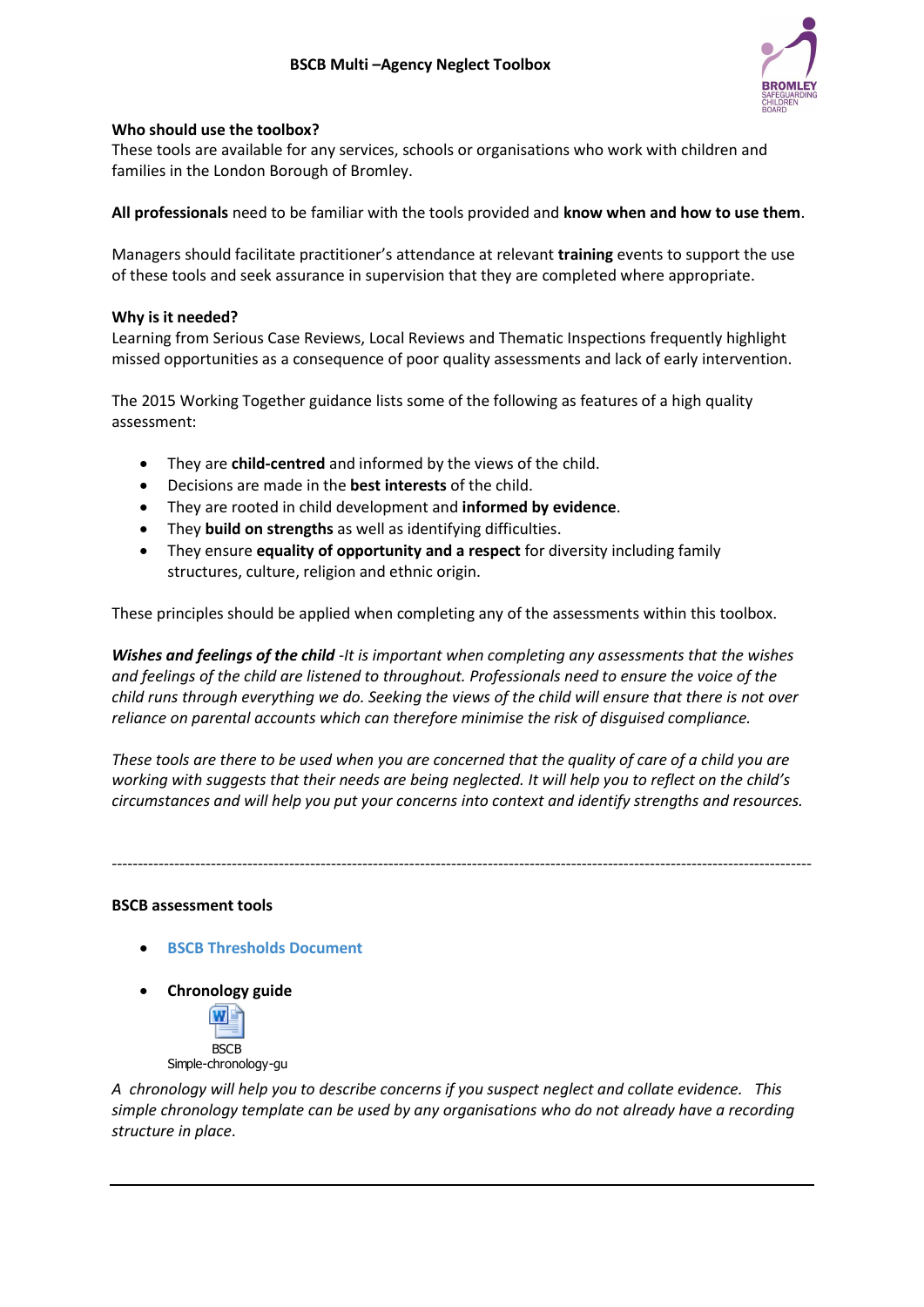## BSCB Multi –Agency Neglect Toolbox

**Who should use the toolbox?**
These tools are available for any services, schools or organisations who work with children and families in the London Borough of Bromley.

**All professionals** need to be familiar with the tools provided and **know when and how to use them**.

Managers should facilitate practitioner's attendance at relevant **training** events to support the use of these tools and seek assurance in supervision that they are completed where appropriate.

**Why is it needed?**
Learning from Serious Case Reviews, Local Reviews and Thematic Inspections frequently highlight missed opportunities as a consequence of poor quality assessments and lack of early intervention.

The 2015 Working Together guidance lists some of the following as features of a high quality assessment:

- They are **child-centred** and informed by the views of the child.
- Decisions are made in the **best interests** of the child.
- They are rooted in child development and **informed by evidence**.
- They **build on strengths** as well as identifying difficulties.
- They ensure **equality of opportunity and a respect** for diversity including family structures, culture, religion and ethnic origin.

These principles should be applied when completing any of the assessments within this toolbox.

***Wishes and feelings of the child*** *-It is important when completing any assessments that the wishes and feelings of the child are listened to throughout. Professionals need to ensure the voice of the child runs through everything we do. Seeking the views of the child will ensure that there is not over reliance on parental accounts which can therefore minimise the risk of disguised compliance.*

*These tools are there to be used when you are concerned that the quality of care of a child you are working with suggests that their needs are being neglected. It will help you to reflect on the child's circumstances and will help you put your concerns into context and identify strengths and resources.*

---

**BSCB assessment tools**

- **BSCB Thresholds Document**

- **Chronology guide**

  BSCB Simple-chronology-gu

*A chronology will help you to describe concerns if you suspect neglect and collate evidence. This simple chronology template can be used by any organisations who do not already have a recording structure in place.*

---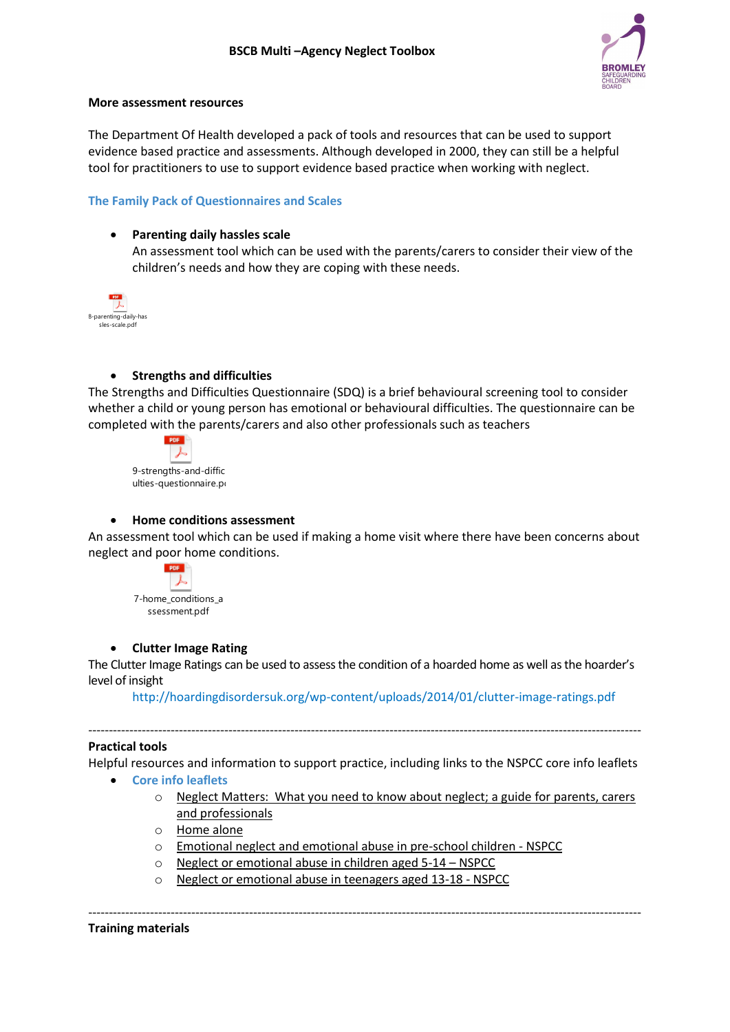## More assessment resources

The Department Of Health developed a pack of tools and resources that can be used to support evidence based practice and assessments. Although developed in 2000, they can still be a helpful tool for practitioners to use to support evidence based practice when working with neglect.

### The Family Pack of Questionnaires and Scales

- **Parenting daily hassles scale**
  An assessment tool which can be used with the parents/carers to consider their view of the children's needs and how they are coping with these needs.

8-parenting-daily-hassles-scale.pdf

- **Strengths and difficulties**

The Strengths and Difficulties Questionnaire (SDQ) is a brief behavioural screening tool to consider whether a child or young person has emotional or behavioural difficulties. The questionnaire can be completed with the parents/carers and also other professionals such as teachers

9-strengths-and-difficulties-questionnaire.pd

- **Home conditions assessment**

An assessment tool which can be used if making a home visit where there have been concerns about neglect and poor home conditions.

7-home_conditions_assessment.pdf

- **Clutter Image Rating**

The Clutter Image Ratings can be used to assess the condition of a hoarded home as well as the hoarder's level of insight

http://hoardingdisordersuk.org/wp-content/uploads/2014/01/clutter-image-ratings.pdf

---

## Practical tools

Helpful resources and information to support practice, including links to the NSPCC core info leaflets

- Core info leaflets
  - Neglect Matters: What you need to know about neglect; a guide for parents, carers and professionals
  - Home alone
  - Emotional neglect and emotional abuse in pre-school children - NSPCC
  - Neglect or emotional abuse in children aged 5-14 – NSPCC
  - Neglect or emotional abuse in teenagers aged 13-18 - NSPCC

---

## Training materials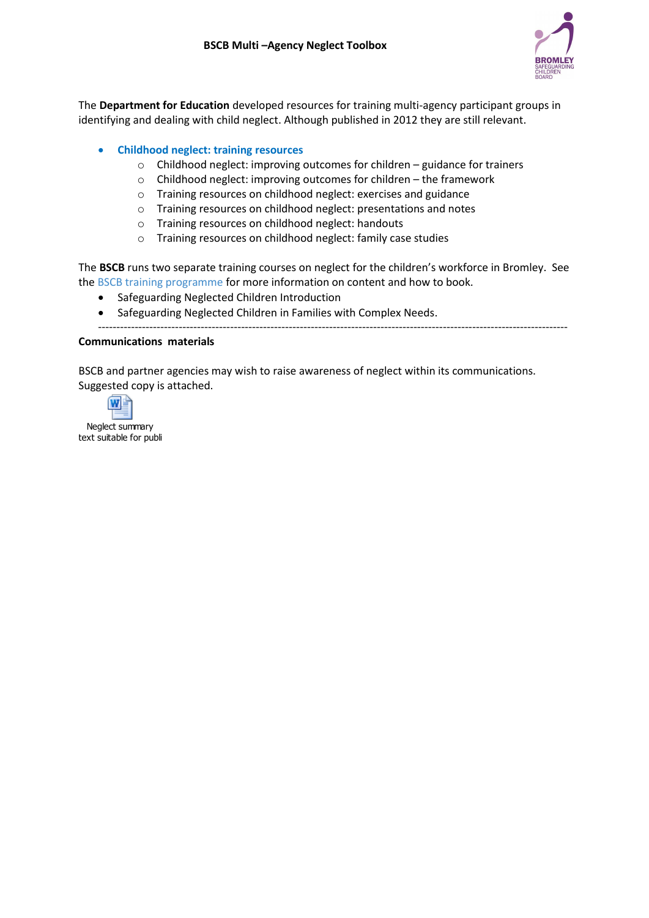The **Department for Education** developed resources for training multi-agency participant groups in identifying and dealing with child neglect. Although published in 2012 they are still relevant.

- **Childhood neglect: training resources**
  - Childhood neglect: improving outcomes for children – guidance for trainers
  - Childhood neglect: improving outcomes for children – the framework
  - Training resources on childhood neglect: exercises and guidance
  - Training resources on childhood neglect: presentations and notes
  - Training resources on childhood neglect: handouts
  - Training resources on childhood neglect: family case studies

The **BSCB** runs two separate training courses on neglect for the children's workforce in Bromley. See the BSCB training programme for more information on content and how to book.

- Safeguarding Neglected Children Introduction
- Safeguarding Neglected Children in Families with Complex Needs.

---

**Communications materials**

BSCB and partner agencies may wish to raise awareness of neglect within its communications. Suggested copy is attached.

Neglect summary text suitable for publi